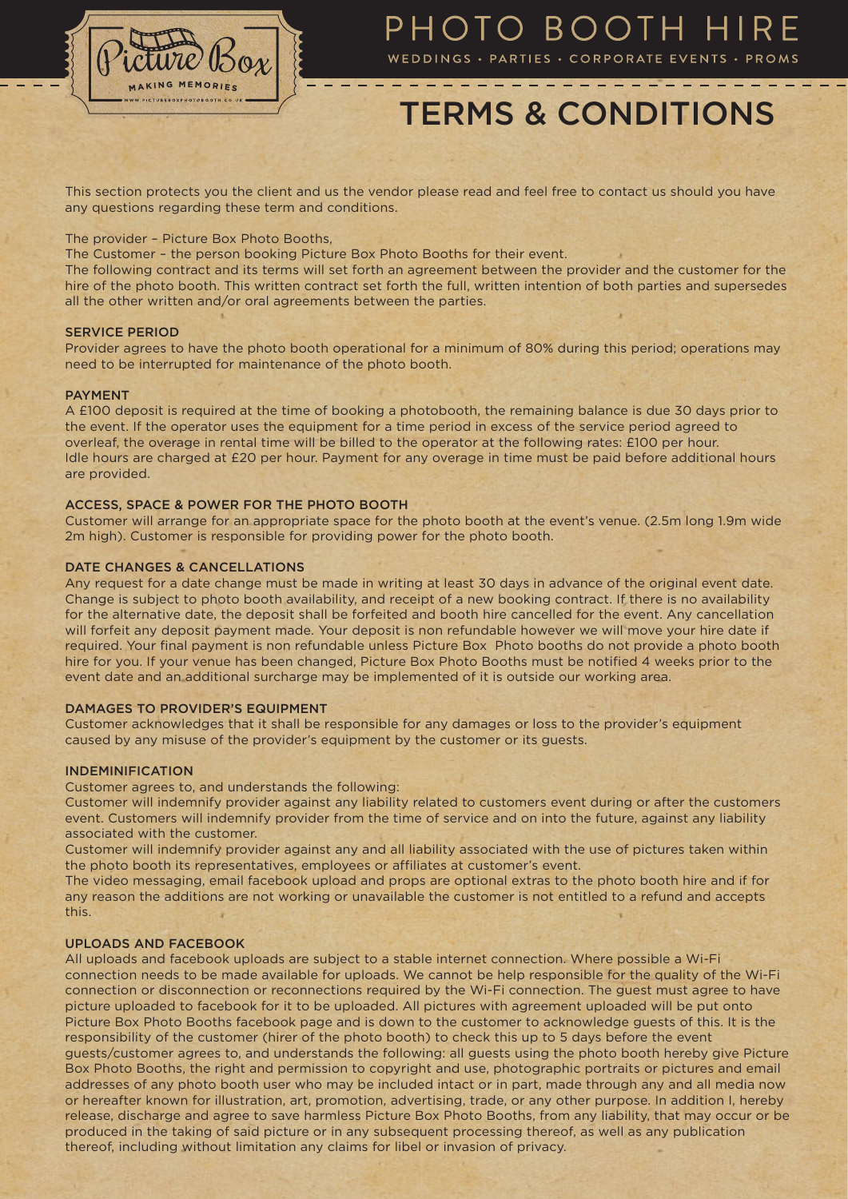# PHOTO BOOTH HIRE

WEDDINGS • PARTIES • CORPORATE EVENTS • PROMS

# TERMS & CONDITIONS

This section protects you the client and us the vendor please read and feel free to contact us should you have any questions regarding these term and conditions.

The provider – Picture Box Photo Booths,
The Customer – the person booking Picture Box Photo Booths for their event.
The following contract and its terms will set forth an agreement between the provider and the customer for the hire of the photo booth. This written contract set forth the full, written intention of both parties and supersedes all the other written and/or oral agreements between the parties.

### SERVICE PERIOD

Provider agrees to have the photo booth operational for a minimum of 80% during this period; operations may need to be interrupted for maintenance of the photo booth.

### PAYMENT

A £100 deposit is required at the time of booking a photobooth, the remaining balance is due 30 days prior to the event. If the operator uses the equipment for a time period in excess of the service period agreed to overleaf, the overage in rental time will be billed to the operator at the following rates: £100 per hour. Idle hours are charged at £20 per hour. Payment for any overage in time must be paid before additional hours are provided.

### ACCESS, SPACE & POWER FOR THE PHOTO BOOTH

Customer will arrange for an appropriate space for the photo booth at the event's venue. (2.5m long 1.9m wide 2m high). Customer is responsible for providing power for the photo booth.

### DATE CHANGES & CANCELLATIONS

Any request for a date change must be made in writing at least 30 days in advance of the original event date. Change is subject to photo booth availability, and receipt of a new booking contract. If there is no availability for the alternative date, the deposit shall be forfeited and booth hire cancelled for the event. Any cancellation will forfeit any deposit payment made. Your deposit is non refundable however we will move your hire date if required. Your final payment is non refundable unless Picture Box Photo booths do not provide a photo booth hire for you. If your venue has been changed, Picture Box Photo Booths must be notified 4 weeks prior to the event date and an additional surcharge may be implemented of it is outside our working area.

### DAMAGES TO PROVIDER'S EQUIPMENT

Customer acknowledges that it shall be responsible for any damages or loss to the provider's equipment caused by any misuse of the provider's equipment by the customer or its guests.

### INDEMINIFICATION

Customer agrees to, and understands the following:
Customer will indemnify provider against any liability related to customers event during or after the customers event. Customers will indemnify provider from the time of service and on into the future, against any liability associated with the customer.
Customer will indemnify provider against any and all liability associated with the use of pictures taken within the photo booth its representatives, employees or affiliates at customer's event.
The video messaging, email facebook upload and props are optional extras to the photo booth hire and if for any reason the additions are not working or unavailable the customer is not entitled to a refund and accepts this.

### UPLOADS AND FACEBOOK

All uploads and facebook uploads are subject to a stable internet connection. Where possible a Wi-Fi connection needs to be made available for uploads. We cannot be help responsible for the quality of the Wi-Fi connection or disconnection or reconnections required by the Wi-Fi connection. The guest must agree to have picture uploaded to facebook for it to be uploaded. All pictures with agreement uploaded will be put onto Picture Box Photo Booths facebook page and is down to the customer to acknowledge guests of this. It is the responsibility of the customer (hirer of the photo booth) to check this up to 5 days before the event guests/customer agrees to, and understands the following: all guests using the photo booth hereby give Picture Box Photo Booths, the right and permission to copyright and use, photographic portraits or pictures and email addresses of any photo booth user who may be included intact or in part, made through any and all media now or hereafter known for illustration, art, promotion, advertising, trade, or any other purpose. In addition I, hereby release, discharge and agree to save harmless Picture Box Photo Booths, from any liability, that may occur or be produced in the taking of said picture or in any subsequent processing thereof, as well as any publication thereof, including without limitation any claims for libel or invasion of privacy.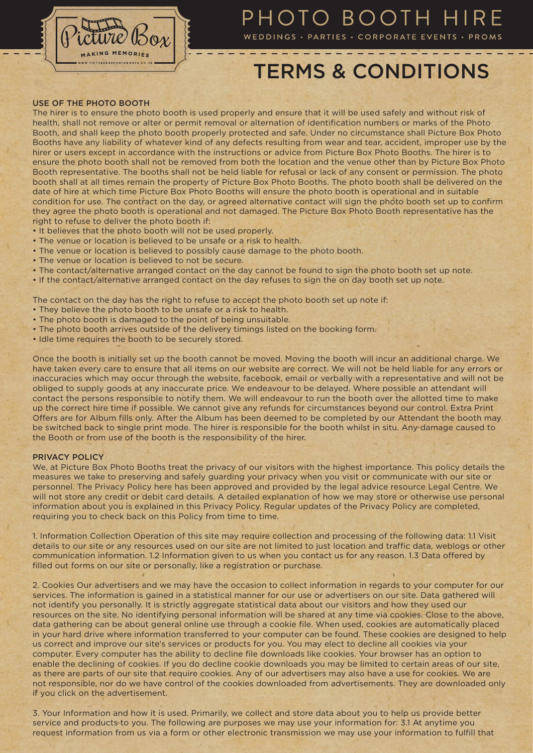# PHOTO BOOTH HIRE

WEDDINGS • PARTIES • CORPORATE EVENTS • PROMS

## TERMS & CONDITIONS

### USE OF THE PHOTO BOOTH

The hirer is to ensure the photo booth is used properly and ensure that it will be used safely and without risk of health, shall not remove or alter or permit removal or alternation of identification numbers or marks of the Photo Booth, and shall keep the photo booth properly protected and safe. Under no circumstance shall Picture Box Photo Booths have any liability of whatever kind of any defects resulting from wear and tear, accident, improper use by the hirer or users except in accordance with the instructions or advice from Picture Box Photo Booths. The hirer is to ensure the photo booth shall not be removed from both the location and the venue other than by Picture Box Photo Booth representative. The booths shall not be held liable for refusal or lack of any consent or permission. The photo booth shall at all times remain the property of Picture Box Photo Booths. The photo booth shall be delivered on the date of hire at which time Picture Box Photo Booths will ensure the photo booth is operational and in suitable condition for use. The contract on the day, or agreed alternative contact will sign the photo booth set up to confirm they agree the photo booth is operational and not damaged. The Picture Box Photo Booth representative has the right to refuse to deliver the photo booth if:

- It believes that the photo booth will not be used properly.
- The venue or location is believed to be unsafe or a risk to health.
- The venue or location is believed to possibly cause damage to the photo booth.
- The venue or location is believed to not be secure.
- The contact/alternative arranged contact on the day cannot be found to sign the photo booth set up note.
- If the contact/alternative arranged contact on the day refuses to sign the on day booth set up note.

The contact on the day has the right to refuse to accept the photo booth set up note if:

- They believe the photo booth to be unsafe or a risk to health.
- The photo booth is damaged to the point of being unsuitable.
- The photo booth arrives outside of the delivery timings listed on the booking form.
- Idle time requires the booth to be securely stored.

Once the booth is initially set up the booth cannot be moved. Moving the booth will incur an additional charge. We have taken every care to ensure that all items on our website are correct. We will not be held liable for any errors or inaccuracies which may occur through the website, facebook, email or verbally with a representative and will not be obliged to supply goods at any inaccurate price. We endeavour to be delayed. Where possible an attendant will contact the persons responsible to notify them. We will endeavour to run the booth over the allotted time to make up the correct hire time if possible. We cannot give any refunds for circumstances beyond our control. Extra Print Offers are for Album fills only. After the Album has been deemed to be completed by our Attendant the booth may be switched back to single print mode. The hirer is responsible for the booth whilst in situ. Any damage caused to the Booth or from use of the booth is the responsibility of the hirer.

### PRIVACY POLICY

We, at Picture Box Photo Booths treat the privacy of our visitors with the highest importance. This policy details the measures we take to preserving and safely guarding your privacy when you visit or communicate with our site or personnel. The Privacy Policy here has been approved and provided by the legal advice resource Legal Centre. We will not store any credit or debit card details. A detailed explanation of how we may store or otherwise use personal information about you is explained in this Privacy Policy. Regular updates of the Privacy Policy are completed, requiring you to check back on this Policy from time to time.

1. Information Collection Operation of this site may require collection and processing of the following data: 1.1 Visit details to our site or any resources used on our site are not limited to just location and traffic data, weblogs or other communication information. 1.2 Information given to us when you contact us for any reason. 1.3 Data offered by filled out forms on our site or personally, like a registration or purchase.

2. Cookies Our advertisers and we may have the occasion to collect information in regards to your computer for our services. The information is gained in a statistical manner for our use or advertisers on our site. Data gathered will not identify you personally. It is strictly aggregate statistical data about our visitors and how they used our resources on the site. No identifying personal information will be shared at any time via cookies. Close to the above, data gathering can be about general online use through a cookie file. When used, cookies are automatically placed in your hard drive where information transferred to your computer can be found. These cookies are designed to help us correct and improve our site's services or products for you. You may elect to decline all cookies via your computer. Every computer has the ability to decline file downloads like cookies. Your browser has an option to enable the declining of cookies. If you do decline cookie downloads you may be limited to certain areas of our site, as there are parts of our site that require cookies. Any of our advertisers may also have a use for cookies. We are not responsible, nor do we have control of the cookies downloaded from advertisements. They are downloaded only if you click on the advertisement.

3. Your Information and how it is used. Primarily, we collect and store data about you to help us provide better service and products to you. The following are purposes we may use your information for: 3.1 At anytime you request information from us via a form or other electronic transmission we may use your information to fulfill that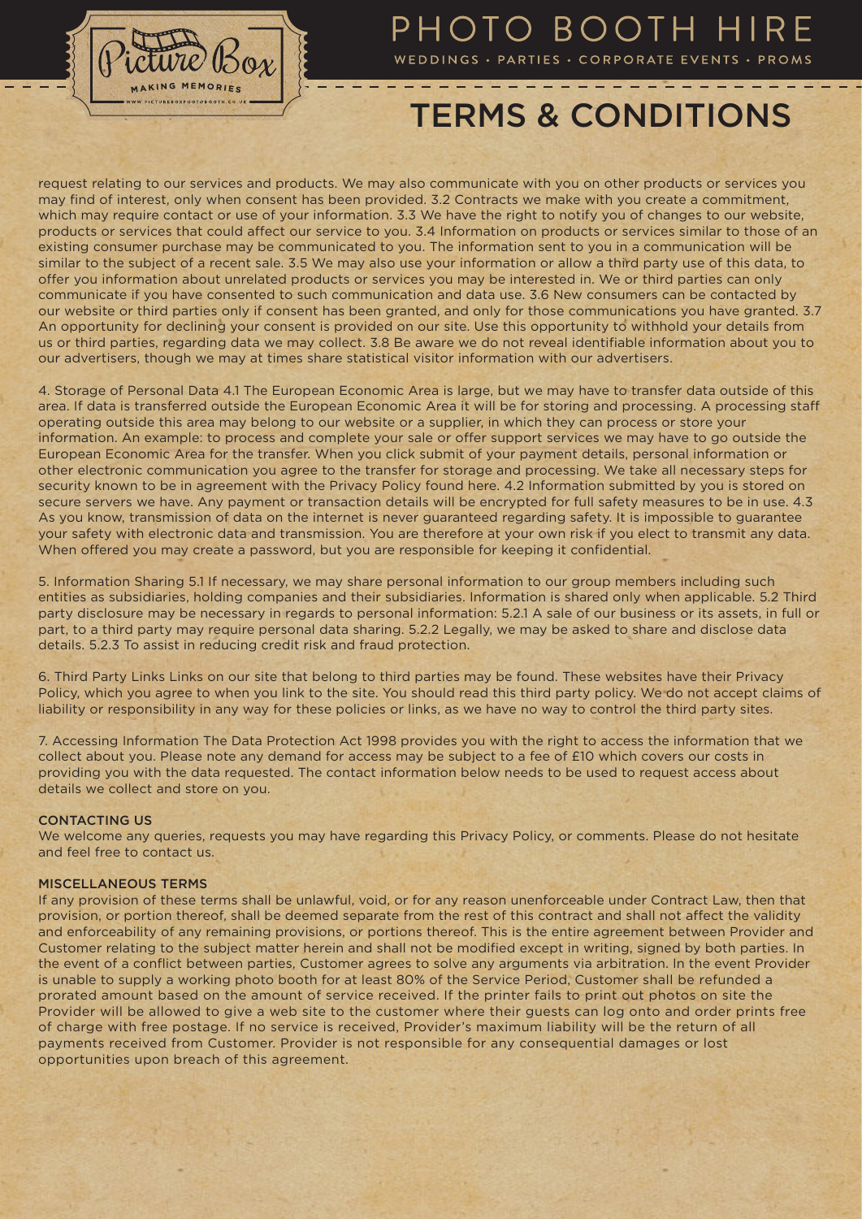# TERMS & CONDITIONS

request relating to our services and products. We may also communicate with you on other products or services you may find of interest, only when consent has been provided. 3.2 Contracts we make with you create a commitment, which may require contact or use of your information. 3.3 We have the right to notify you of changes to our website, products or services that could affect our service to you. 3.4 Information on products or services similar to those of an existing consumer purchase may be communicated to you. The information sent to you in a communication will be similar to the subject of a recent sale. 3.5 We may also use your information or allow a third party use of this data, to offer you information about unrelated products or services you may be interested in. We or third parties can only communicate if you have consented to such communication and data use. 3.6 New consumers can be contacted by our website or third parties only if consent has been granted, and only for those communications you have granted. 3.7 An opportunity for declining your consent is provided on our site. Use this opportunity to withhold your details from us or third parties, regarding data we may collect. 3.8 Be aware we do not reveal identifiable information about you to our advertisers, though we may at times share statistical visitor information with our advertisers.

4. Storage of Personal Data 4.1 The European Economic Area is large, but we may have to transfer data outside of this area. If data is transferred outside the European Economic Area it will be for storing and processing. A processing staff operating outside this area may belong to our website or a supplier, in which they can process or store your information. An example: to process and complete your sale or offer support services we may have to go outside the European Economic Area for the transfer. When you click submit of your payment details, personal information or other electronic communication you agree to the transfer for storage and processing. We take all necessary steps for security known to be in agreement with the Privacy Policy found here. 4.2 Information submitted by you is stored on secure servers we have. Any payment or transaction details will be encrypted for full safety measures to be in use. 4.3 As you know, transmission of data on the internet is never guaranteed regarding safety. It is impossible to guarantee your safety with electronic data and transmission. You are therefore at your own risk if you elect to transmit any data. When offered you may create a password, but you are responsible for keeping it confidential.

5. Information Sharing 5.1 If necessary, we may share personal information to our group members including such entities as subsidiaries, holding companies and their subsidiaries. Information is shared only when applicable. 5.2 Third party disclosure may be necessary in regards to personal information: 5.2.1 A sale of our business or its assets, in full or part, to a third party may require personal data sharing. 5.2.2 Legally, we may be asked to share and disclose data details. 5.2.3 To assist in reducing credit risk and fraud protection.

6. Third Party Links Links on our site that belong to third parties may be found. These websites have their Privacy Policy, which you agree to when you link to the site. You should read this third party policy. We do not accept claims of liability or responsibility in any way for these policies or links, as we have no way to control the third party sites.

7. Accessing Information The Data Protection Act 1998 provides you with the right to access the information that we collect about you. Please note any demand for access may be subject to a fee of £10 which covers our costs in providing you with the data requested. The contact information below needs to be used to request access about details we collect and store on you.

## CONTACTING US

We welcome any queries, requests you may have regarding this Privacy Policy, or comments. Please do not hesitate and feel free to contact us.

## MISCELLANEOUS TERMS

If any provision of these terms shall be unlawful, void, or for any reason unenforceable under Contract Law, then that provision, or portion thereof, shall be deemed separate from the rest of this contract and shall not affect the validity and enforceability of any remaining provisions, or portions thereof. This is the entire agreement between Provider and Customer relating to the subject matter herein and shall not be modified except in writing, signed by both parties. In the event of a conflict between parties, Customer agrees to solve any arguments via arbitration. In the event Provider is unable to supply a working photo booth for at least 80% of the Service Period, Customer shall be refunded a prorated amount based on the amount of service received. If the printer fails to print out photos on site the Provider will be allowed to give a web site to the customer where their guests can log onto and order prints free of charge with free postage. If no service is received, Provider's maximum liability will be the return of all payments received from Customer. Provider is not responsible for any consequential damages or lost opportunities upon breach of this agreement.